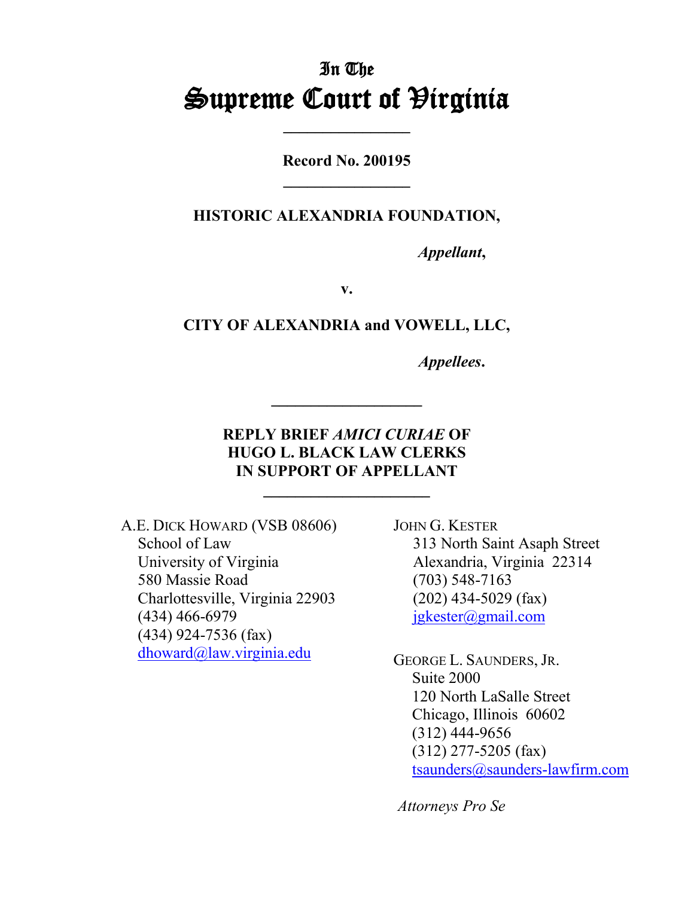# In The
# Supreme Court of Virginia

---

**Record No. 200195**

---

**HISTORIC ALEXANDRIA FOUNDATION,**

*Appellant*,

v.

**CITY OF ALEXANDRIA and VOWELL, LLC,**

*Appellees*.

---

**REPLY BRIEF *AMICI CURIAE* OF**
**HUGO L. BLACK LAW CLERKS**
**IN SUPPORT OF APPELLANT**

---

A.E. DICK HOWARD (VSB 08606)
School of Law
University of Virginia
580 Massie Road
Charlottesville, Virginia 22903
(434) 466-6979
(434) 924-7536 (fax)
dhoward@law.virginia.edu

JOHN G. KESTER
313 North Saint Asaph Street
Alexandria, Virginia 22314
(703) 548-7163
(202) 434-5029 (fax)
jgkester@gmail.com

GEORGE L. SAUNDERS, JR.
Suite 2000
120 North LaSalle Street
Chicago, Illinois 60602
(312) 444-9656
(312) 277-5205 (fax)
tsaunders@saunders-lawfirm.com

*Attorneys Pro Se*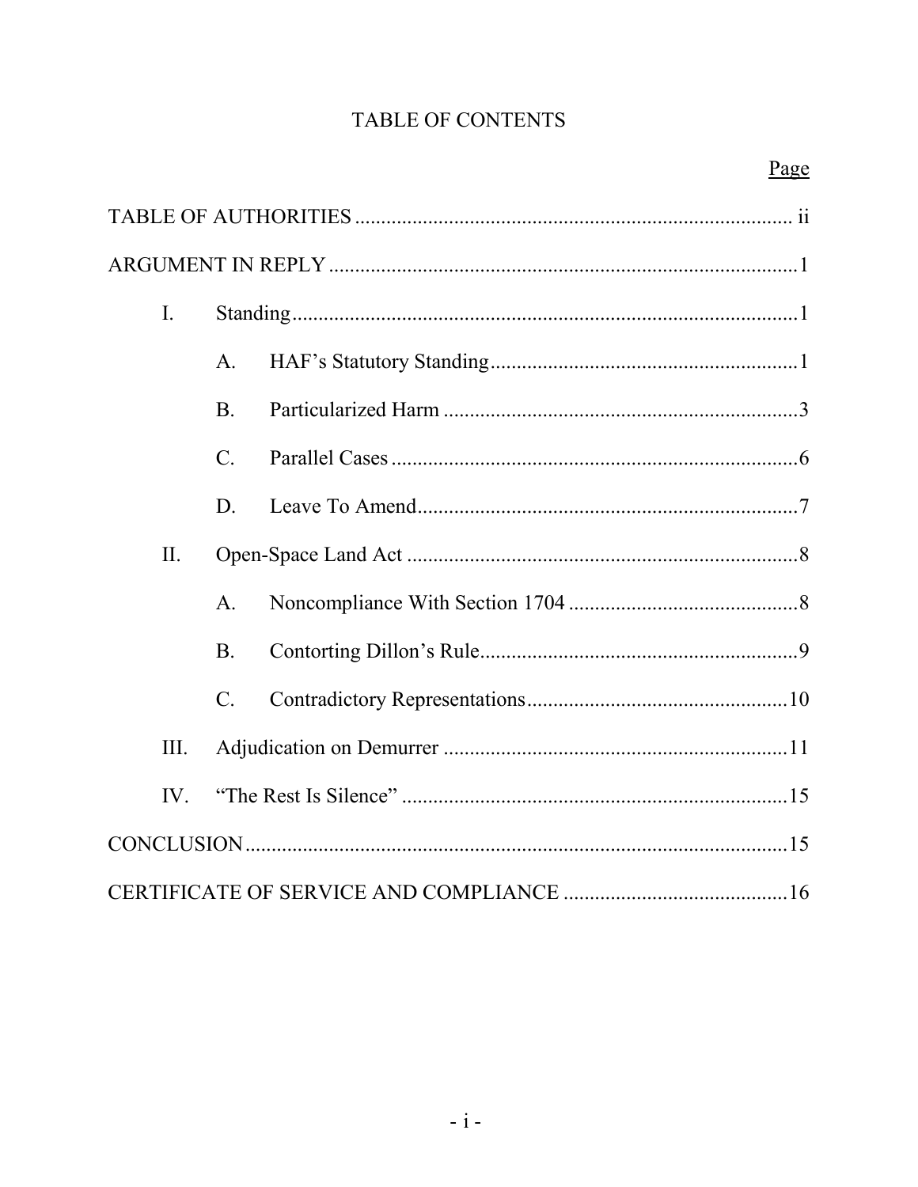# TABLE OF CONTENTS

| | Page |
|---|---|
| TABLE OF AUTHORITIES | ii |
| ARGUMENT IN REPLY | 1 |
| I. Standing | 1 |
| A. HAF's Statutory Standing | 1 |
| B. Particularized Harm | 3 |
| C. Parallel Cases | 6 |
| D. Leave To Amend | 7 |
| II. Open-Space Land Act | 8 |
| A. Noncompliance With Section 1704 | 8 |
| B. Contorting Dillon's Rule | 9 |
| C. Contradictory Representations | 10 |
| III. Adjudication on Demurrer | 11 |
| IV. "The Rest Is Silence" | 15 |
| CONCLUSION | 15 |
| CERTIFICATE OF SERVICE AND COMPLIANCE | 16 |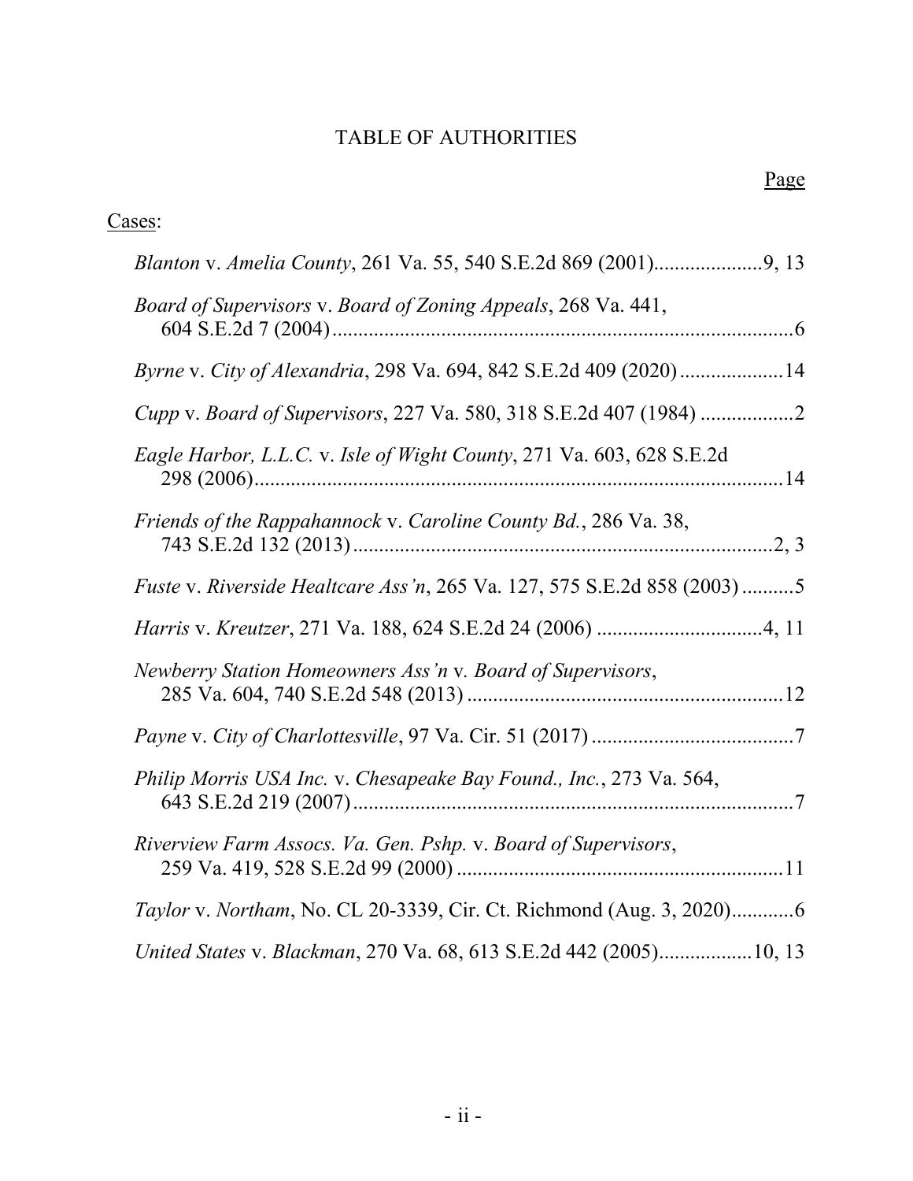# TABLE OF AUTHORITIES

Page

Cases:

*Blanton* v. *Amelia County*, 261 Va. 55, 540 S.E.2d 869 (2001)....................9, 13

*Board of Supervisors* v. *Board of Zoning Appeals*, 268 Va. 441, 604 S.E.2d 7 (2004)........................................................................................6

*Byrne* v. *City of Alexandria*, 298 Va. 694, 842 S.E.2d 409 (2020)....................14

*Cupp* v. *Board of Supervisors*, 227 Va. 580, 318 S.E.2d 407 (1984) ..................2

*Eagle Harbor, L.L.C.* v. *Isle of Wight County*, 271 Va. 603, 628 S.E.2d 298 (2006)......................................................................................................14

*Friends of the Rappahannock* v. *Caroline County Bd.*, 286 Va. 38, 743 S.E.2d 132 (2013)..................................................................................2, 3

*Fuste* v. *Riverside Healthcare Ass'n*, 265 Va. 127, 575 S.E.2d 858 (2003)..........5

*Harris* v. *Kreutzer*, 271 Va. 188, 624 S.E.2d 24 (2006) ................................4, 11

*Newberry Station Homeowners Ass'n* v. *Board of Supervisors*, 285 Va. 604, 740 S.E.2d 548 (2013) .............................................................12

*Payne* v. *City of Charlottesville*, 97 Va. Cir. 51 (2017) .......................................7

*Philip Morris USA Inc.* v. *Chesapeake Bay Found., Inc.*, 273 Va. 564, 643 S.E.2d 219 (2007).....................................................................................7

*Riverview Farm Assocs. Va. Gen. Pshp.* v. *Board of Supervisors*, 259 Va. 419, 528 S.E.2d 99 (2000) ...............................................................11

*Taylor* v. *Northam*, No. CL 20-3339, Cir. Ct. Richmond (Aug. 3, 2020)............6

*United States* v. *Blackman*, 270 Va. 68, 613 S.E.2d 442 (2005)..................10, 13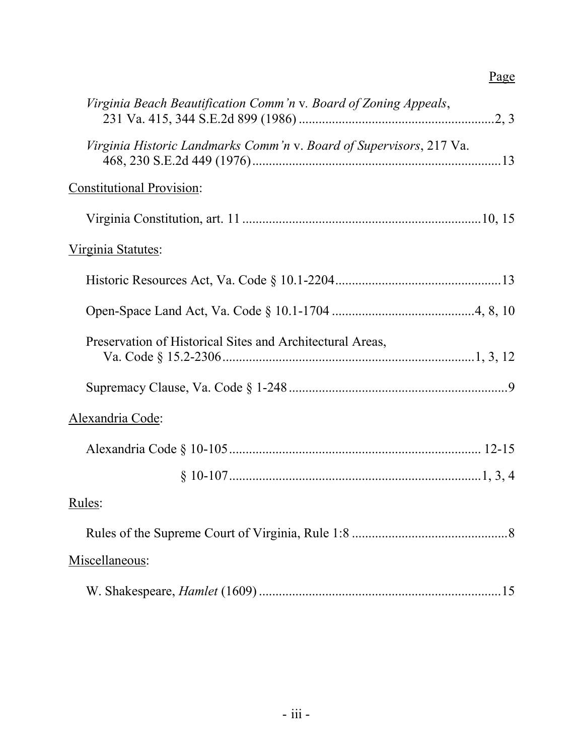Page

*Virginia Beach Beautification Comm'n* v. *Board of Zoning Appeals*, 231 Va. 415, 344 S.E.2d 899 (1986) ....................................................2, 3

*Virginia Historic Landmarks Comm'n* v. *Board of Supervisors*, 217 Va. 468, 230 S.E.2d 449 (1976) ....................................................................13

Constitutional Provision:

Virginia Constitution, art. 11 .....................................................................10, 15

Virginia Statutes:

Historic Resources Act, Va. Code § 10.1-2204 ...............................................13

Open-Space Land Act, Va. Code § 10.1-1704 .........................................4, 8, 10

Preservation of Historical Sites and Architectural Areas, Va. Code § 15.2-2306 ......................................................................1, 3, 12

Supremacy Clause, Va. Code § 1-248 ................................................................9

Alexandria Code:

Alexandria Code § 10-105 ........................................................................ 12-15

§ 10-107 .........................................................................1, 3, 4

Rules:

Rules of the Supreme Court of Virginia, Rule 1:8 ............................................8

Miscellaneous:

W. Shakespeare, *Hamlet* (1609) ......................................................................15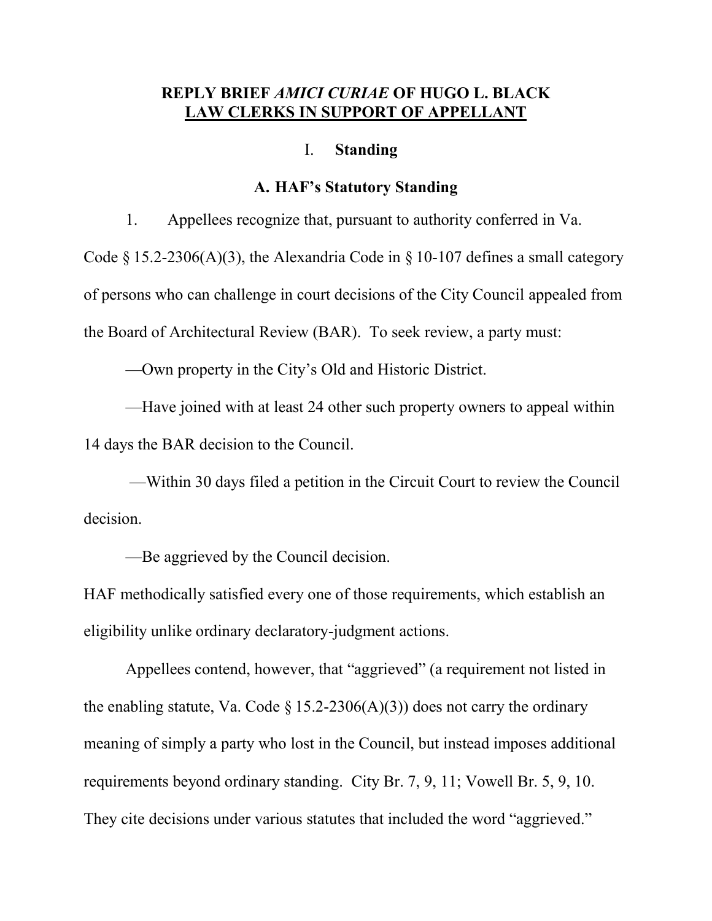# REPLY BRIEF *AMICI CURIAE* OF HUGO L. BLACK LAW CLERKS IN SUPPORT OF APPELLANT

## I. Standing

### A. HAF's Statutory Standing

1. Appellees recognize that, pursuant to authority conferred in Va. Code § 15.2-2306(A)(3), the Alexandria Code in § 10-107 defines a small category of persons who can challenge in court decisions of the City Council appealed from the Board of Architectural Review (BAR). To seek review, a party must:

—Own property in the City's Old and Historic District.

—Have joined with at least 24 other such property owners to appeal within 14 days the BAR decision to the Council.

—Within 30 days filed a petition in the Circuit Court to review the Council decision.

—Be aggrieved by the Council decision.

HAF methodically satisfied every one of those requirements, which establish an eligibility unlike ordinary declaratory-judgment actions.

Appellees contend, however, that "aggrieved" (a requirement not listed in the enabling statute, Va. Code § 15.2-2306(A)(3)) does not carry the ordinary meaning of simply a party who lost in the Council, but instead imposes additional requirements beyond ordinary standing. City Br. 7, 9, 11; Vowell Br. 5, 9, 10. They cite decisions under various statutes that included the word "aggrieved."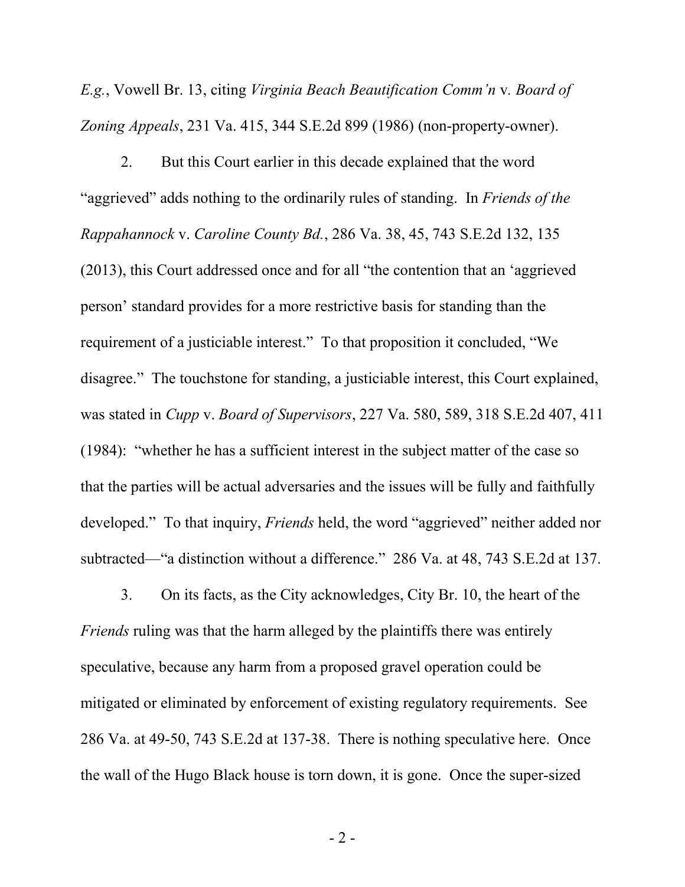*E.g.*, Vowell Br. 13, citing *Virginia Beach Beautification Comm'n* v. *Board of Zoning Appeals*, 231 Va. 415, 344 S.E.2d 899 (1986) (non-property-owner).

2. But this Court earlier in this decade explained that the word "aggrieved" adds nothing to the ordinarily rules of standing. In *Friends of the Rappahannock* v. *Caroline County Bd.*, 286 Va. 38, 45, 743 S.E.2d 132, 135 (2013), this Court addressed once and for all "the contention that an 'aggrieved person' standard provides for a more restrictive basis for standing than the requirement of a justiciable interest." To that proposition it concluded, "We disagree." The touchstone for standing, a justiciable interest, this Court explained, was stated in *Cupp* v. *Board of Supervisors*, 227 Va. 580, 589, 318 S.E.2d 407, 411 (1984): "whether he has a sufficient interest in the subject matter of the case so that the parties will be actual adversaries and the issues will be fully and faithfully developed." To that inquiry, *Friends* held, the word "aggrieved" neither added nor subtracted—"a distinction without a difference." 286 Va. at 48, 743 S.E.2d at 137.

3. On its facts, as the City acknowledges, City Br. 10, the heart of the *Friends* ruling was that the harm alleged by the plaintiffs there was entirely speculative, because any harm from a proposed gravel operation could be mitigated or eliminated by enforcement of existing regulatory requirements. See 286 Va. at 49-50, 743 S.E.2d at 137-38. There is nothing speculative here. Once the wall of the Hugo Black house is torn down, it is gone. Once the super-sized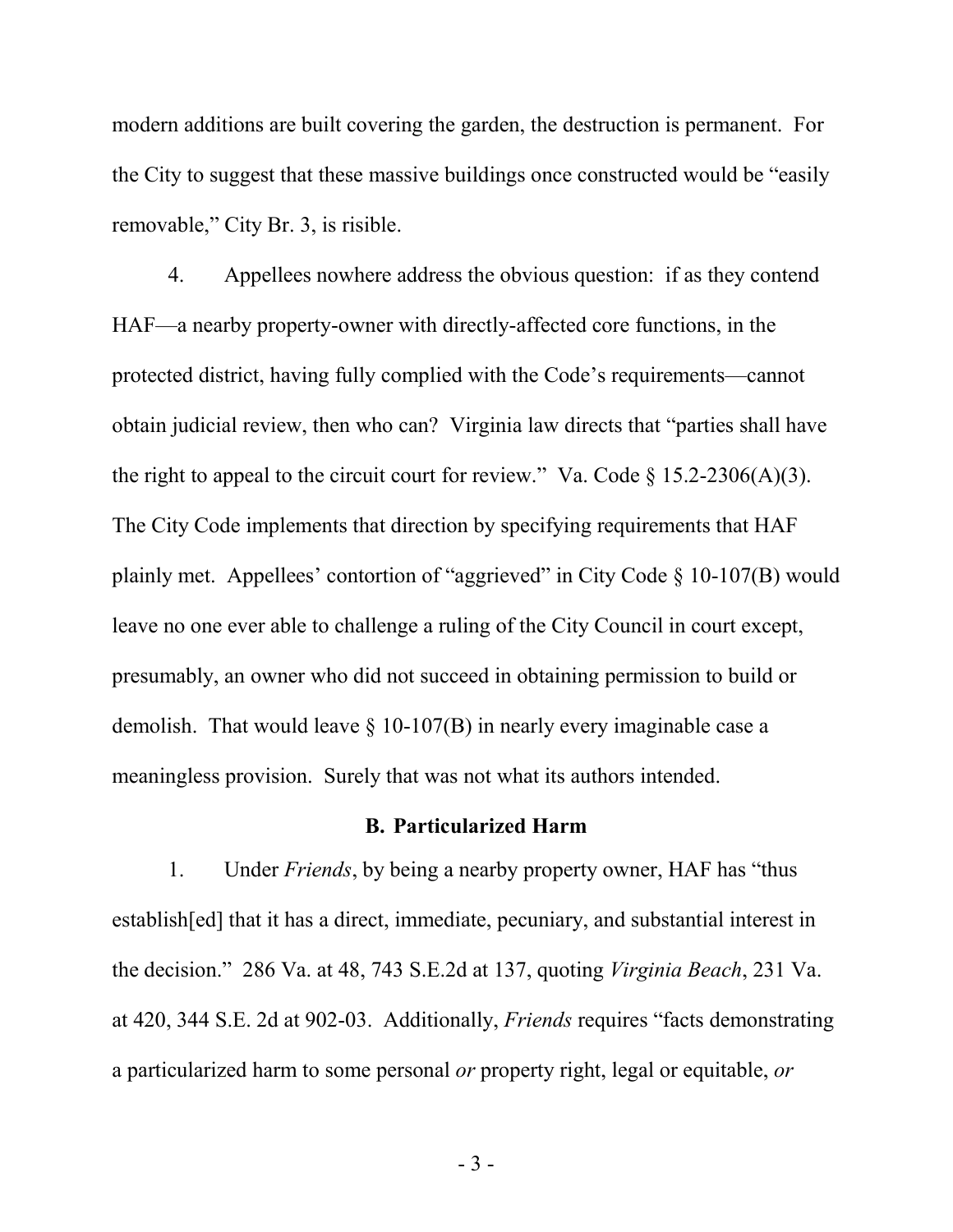modern additions are built covering the garden, the destruction is permanent. For the City to suggest that these massive buildings once constructed would be "easily removable," City Br. 3, is risible.

4. Appellees nowhere address the obvious question: if as they contend HAF—a nearby property-owner with directly-affected core functions, in the protected district, having fully complied with the Code's requirements—cannot obtain judicial review, then who can? Virginia law directs that "parties shall have the right to appeal to the circuit court for review." Va. Code § 15.2-2306(A)(3). The City Code implements that direction by specifying requirements that HAF plainly met. Appellees' contortion of "aggrieved" in City Code § 10-107(B) would leave no one ever able to challenge a ruling of the City Council in court except, presumably, an owner who did not succeed in obtaining permission to build or demolish. That would leave § 10-107(B) in nearly every imaginable case a meaningless provision. Surely that was not what its authors intended.

### B. Particularized Harm

1. Under *Friends*, by being a nearby property owner, HAF has "thus establish[ed] that it has a direct, immediate, pecuniary, and substantial interest in the decision." 286 Va. at 48, 743 S.E.2d at 137, quoting *Virginia Beach*, 231 Va. at 420, 344 S.E. 2d at 902-03. Additionally, *Friends* requires "facts demonstrating a particularized harm to some personal *or* property right, legal or equitable, *or*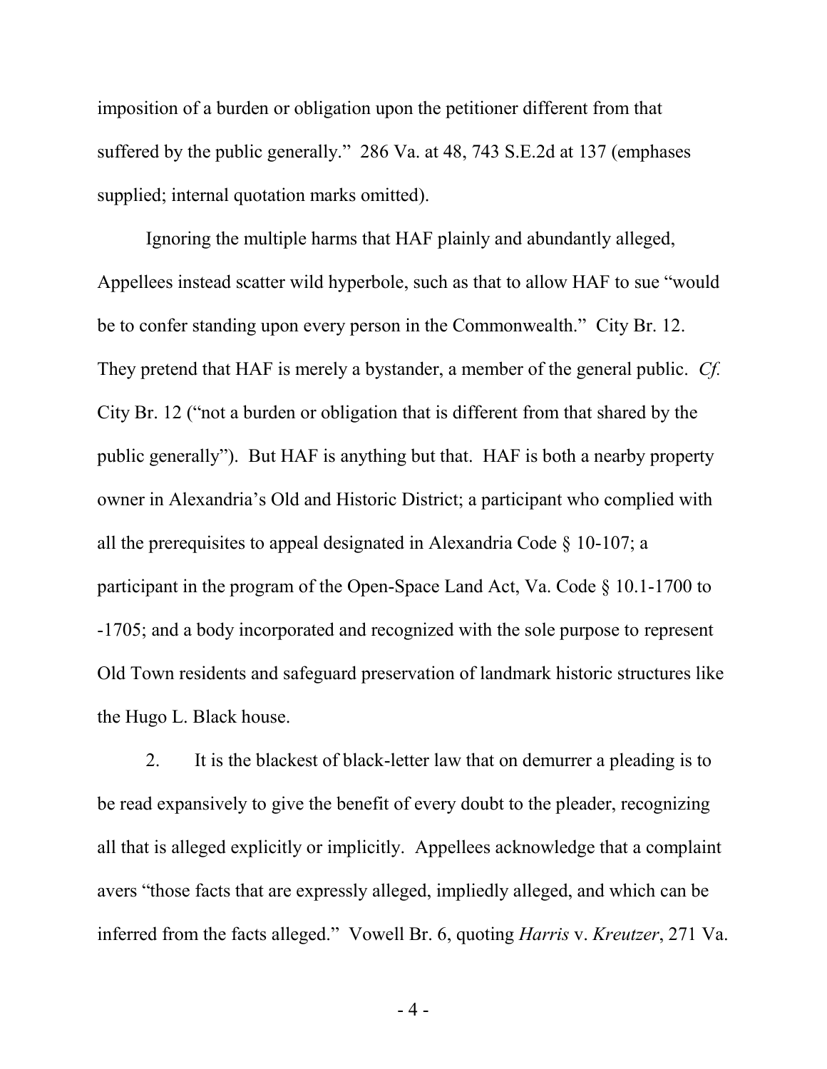imposition of a burden or obligation upon the petitioner different from that suffered by the public generally." 286 Va. at 48, 743 S.E.2d at 137 (emphases supplied; internal quotation marks omitted).

Ignoring the multiple harms that HAF plainly and abundantly alleged, Appellees instead scatter wild hyperbole, such as that to allow HAF to sue "would be to confer standing upon every person in the Commonwealth." City Br. 12. They pretend that HAF is merely a bystander, a member of the general public. *Cf.* City Br. 12 ("not a burden or obligation that is different from that shared by the public generally"). But HAF is anything but that. HAF is both a nearby property owner in Alexandria's Old and Historic District; a participant who complied with all the prerequisites to appeal designated in Alexandria Code § 10-107; a participant in the program of the Open-Space Land Act, Va. Code § 10.1-1700 to -1705; and a body incorporated and recognized with the sole purpose to represent Old Town residents and safeguard preservation of landmark historic structures like the Hugo L. Black house.

2. It is the blackest of black-letter law that on demurrer a pleading is to be read expansively to give the benefit of every doubt to the pleader, recognizing all that is alleged explicitly or implicitly. Appellees acknowledge that a complaint avers "those facts that are expressly alleged, impliedly alleged, and which can be inferred from the facts alleged." Vowell Br. 6, quoting *Harris* v. *Kreutzer*, 271 Va.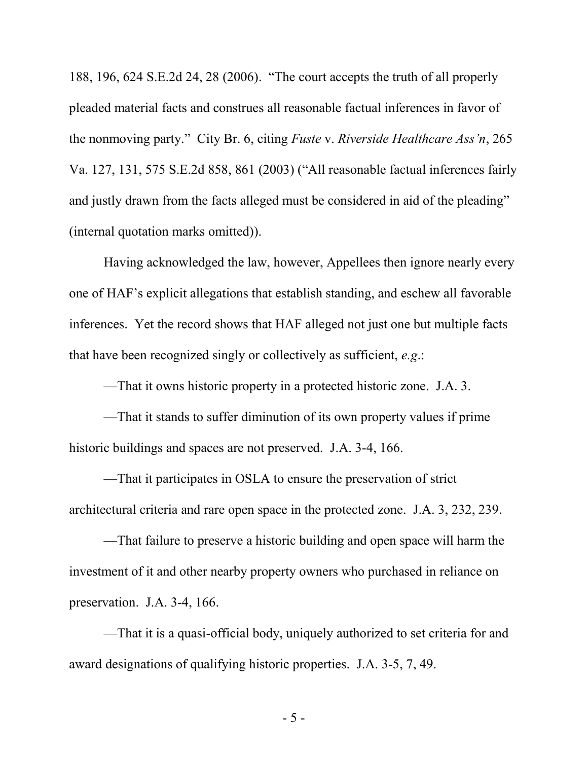188, 196, 624 S.E.2d 24, 28 (2006). "The court accepts the truth of all properly pleaded material facts and construes all reasonable factual inferences in favor of the nonmoving party." City Br. 6, citing *Fuste* v. *Riverside Healthcare Ass'n*, 265 Va. 127, 131, 575 S.E.2d 858, 861 (2003) ("All reasonable factual inferences fairly and justly drawn from the facts alleged must be considered in aid of the pleading" (internal quotation marks omitted)).

Having acknowledged the law, however, Appellees then ignore nearly every one of HAF's explicit allegations that establish standing, and eschew all favorable inferences. Yet the record shows that HAF alleged not just one but multiple facts that have been recognized singly or collectively as sufficient, *e.g.*:

—That it owns historic property in a protected historic zone. J.A. 3.

—That it stands to suffer diminution of its own property values if prime historic buildings and spaces are not preserved. J.A. 3-4, 166.

—That it participates in OSLA to ensure the preservation of strict architectural criteria and rare open space in the protected zone. J.A. 3, 232, 239.

—That failure to preserve a historic building and open space will harm the investment of it and other nearby property owners who purchased in reliance on preservation. J.A. 3-4, 166.

—That it is a quasi-official body, uniquely authorized to set criteria for and award designations of qualifying historic properties. J.A. 3-5, 7, 49.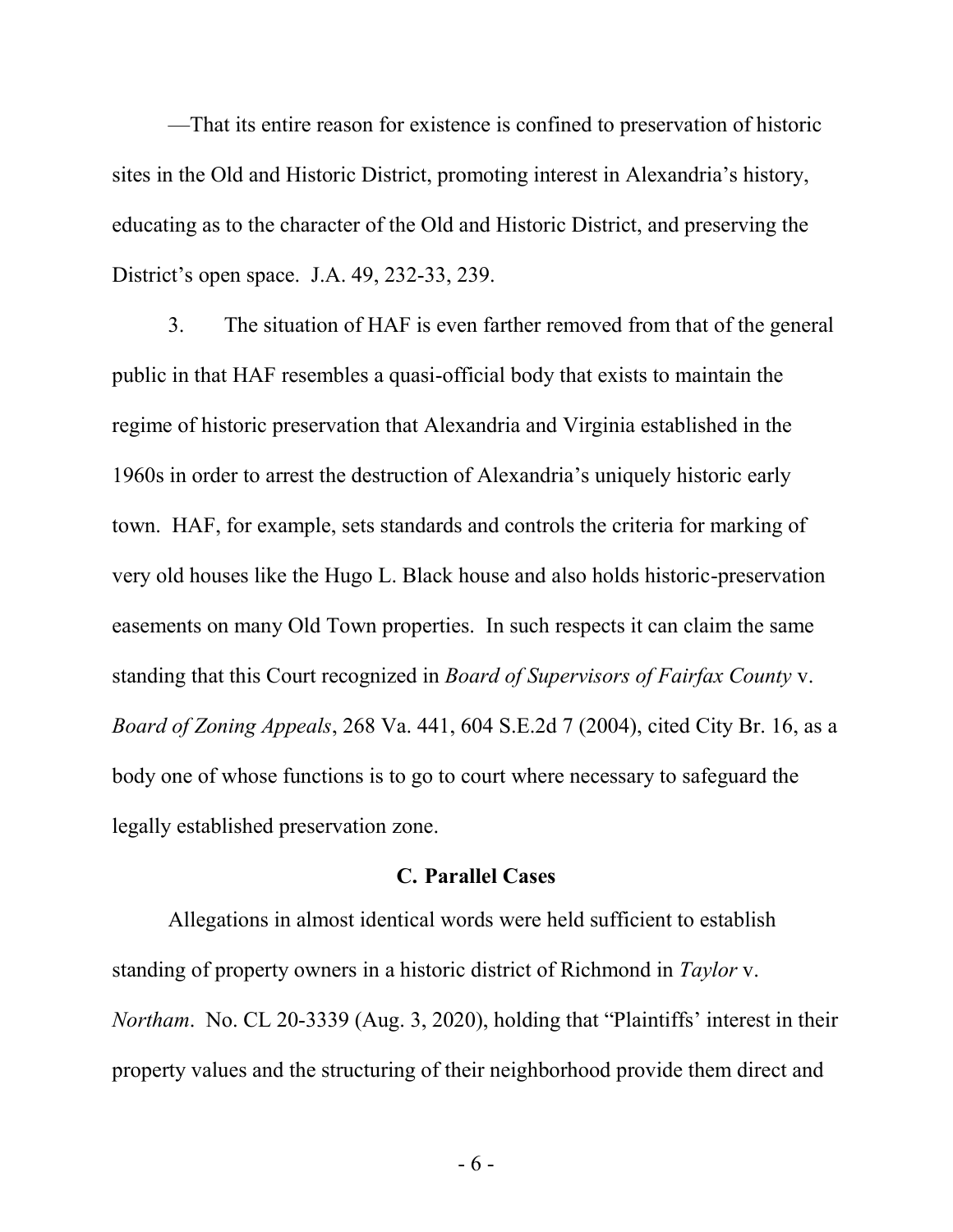—That its entire reason for existence is confined to preservation of historic sites in the Old and Historic District, promoting interest in Alexandria's history, educating as to the character of the Old and Historic District, and preserving the District's open space. J.A. 49, 232-33, 239.

3. The situation of HAF is even farther removed from that of the general public in that HAF resembles a quasi-official body that exists to maintain the regime of historic preservation that Alexandria and Virginia established in the 1960s in order to arrest the destruction of Alexandria's uniquely historic early town. HAF, for example, sets standards and controls the criteria for marking of very old houses like the Hugo L. Black house and also holds historic-preservation easements on many Old Town properties. In such respects it can claim the same standing that this Court recognized in *Board of Supervisors of Fairfax County* v. *Board of Zoning Appeals*, 268 Va. 441, 604 S.E.2d 7 (2004), cited City Br. 16, as a body one of whose functions is to go to court where necessary to safeguard the legally established preservation zone.

### C. Parallel Cases

Allegations in almost identical words were held sufficient to establish standing of property owners in a historic district of Richmond in *Taylor* v. *Northam*. No. CL 20-3339 (Aug. 3, 2020), holding that "Plaintiffs' interest in their property values and the structuring of their neighborhood provide them direct and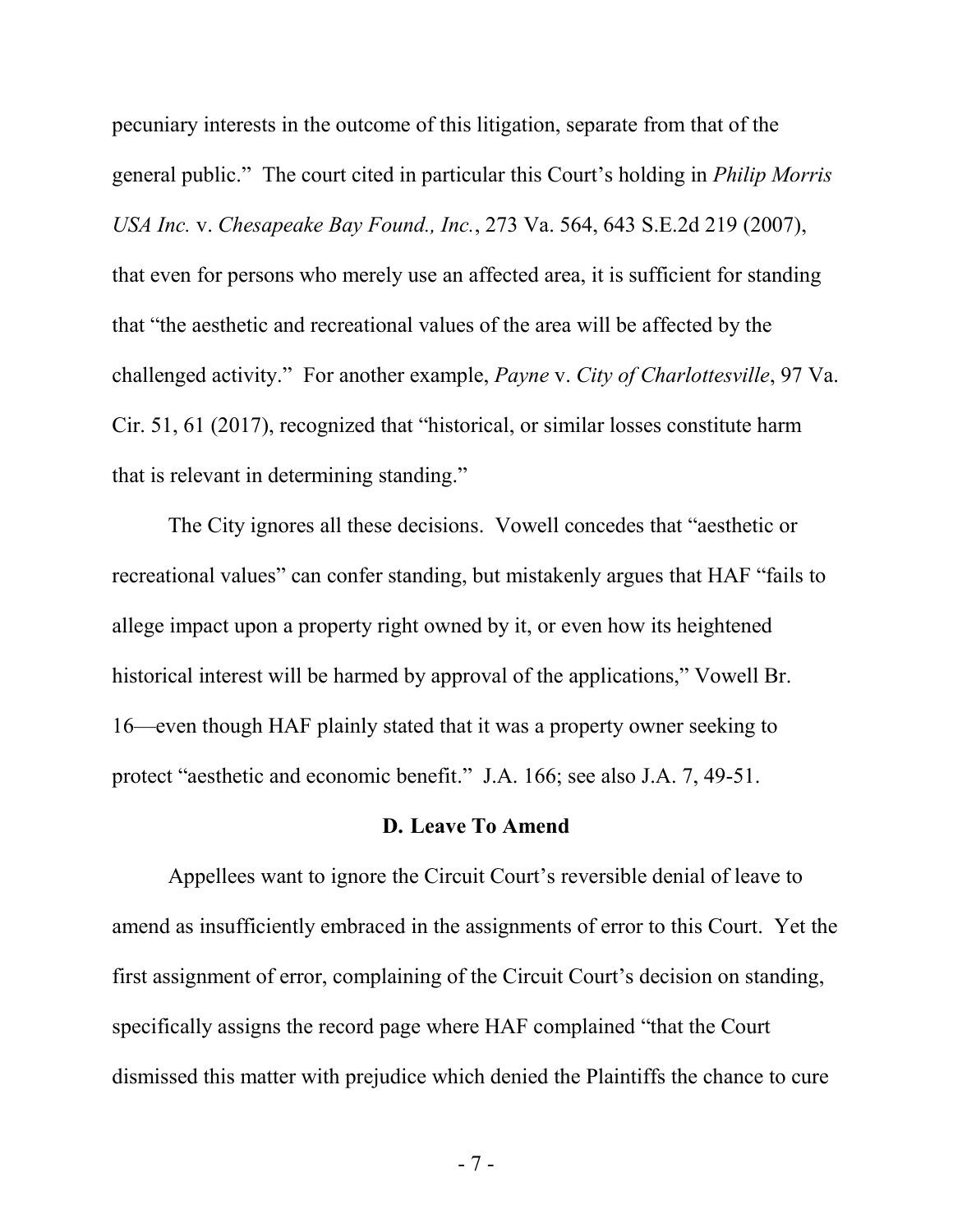pecuniary interests in the outcome of this litigation, separate from that of the general public." The court cited in particular this Court's holding in *Philip Morris USA Inc.* v. *Chesapeake Bay Found., Inc.*, 273 Va. 564, 643 S.E.2d 219 (2007), that even for persons who merely use an affected area, it is sufficient for standing that "the aesthetic and recreational values of the area will be affected by the challenged activity." For another example, *Payne* v. *City of Charlottesville*, 97 Va. Cir. 51, 61 (2017), recognized that "historical, or similar losses constitute harm that is relevant in determining standing."

The City ignores all these decisions. Vowell concedes that "aesthetic or recreational values" can confer standing, but mistakenly argues that HAF "fails to allege impact upon a property right owned by it, or even how its heightened historical interest will be harmed by approval of the applications," Vowell Br. 16—even though HAF plainly stated that it was a property owner seeking to protect "aesthetic and economic benefit." J.A. 166; see also J.A. 7, 49-51.

### D. Leave To Amend

Appellees want to ignore the Circuit Court's reversible denial of leave to amend as insufficiently embraced in the assignments of error to this Court. Yet the first assignment of error, complaining of the Circuit Court's decision on standing, specifically assigns the record page where HAF complained "that the Court dismissed this matter with prejudice which denied the Plaintiffs the chance to cure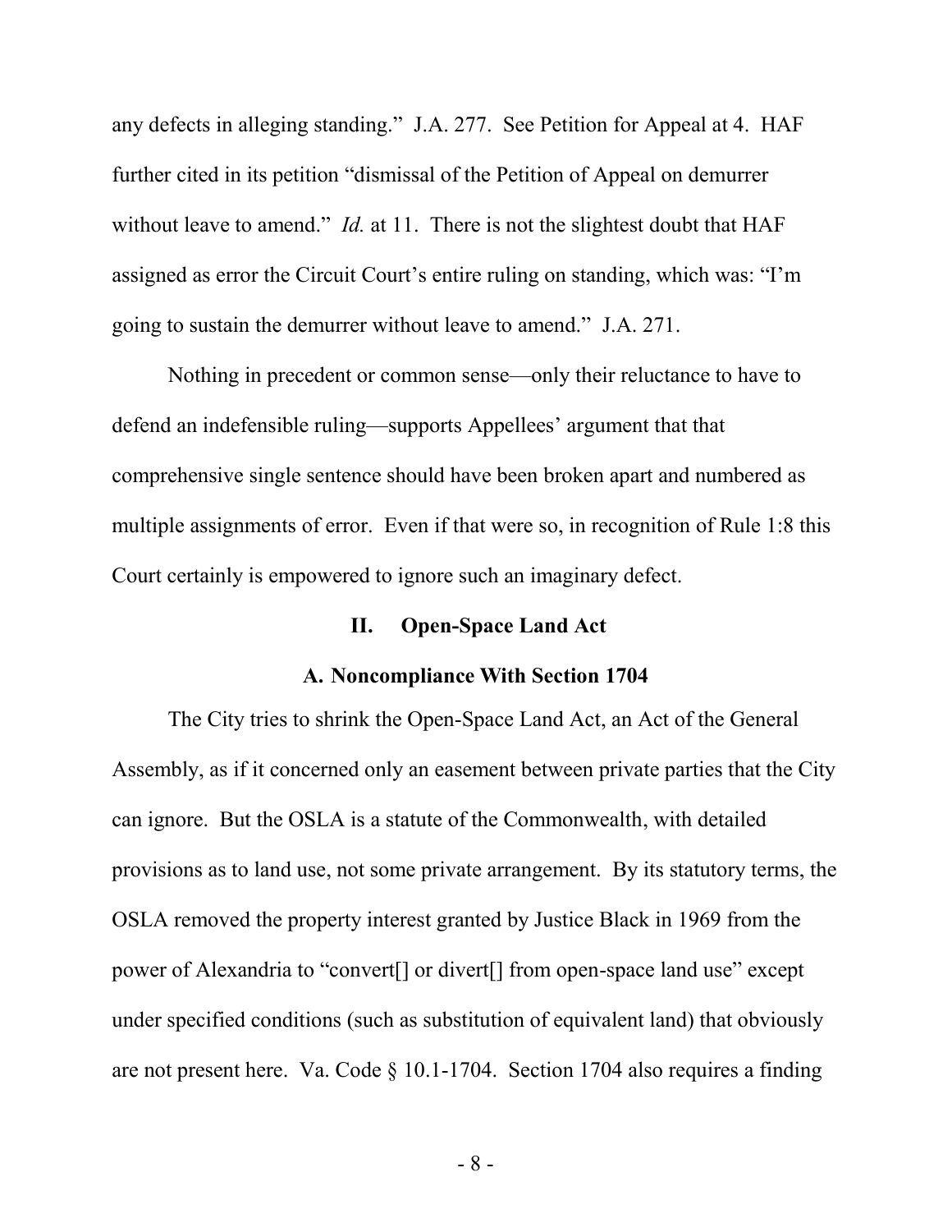any defects in alleging standing." J.A. 277. See Petition for Appeal at 4. HAF further cited in its petition "dismissal of the Petition of Appeal on demurrer without leave to amend." *Id.* at 11. There is not the slightest doubt that HAF assigned as error the Circuit Court's entire ruling on standing, which was: "I'm going to sustain the demurrer without leave to amend." J.A. 271.

Nothing in precedent or common sense—only their reluctance to have to defend an indefensible ruling—supports Appellees' argument that that comprehensive single sentence should have been broken apart and numbered as multiple assignments of error. Even if that were so, in recognition of Rule 1:8 this Court certainly is empowered to ignore such an imaginary defect.

## II. Open-Space Land Act

### A. Noncompliance With Section 1704

The City tries to shrink the Open-Space Land Act, an Act of the General Assembly, as if it concerned only an easement between private parties that the City can ignore. But the OSLA is a statute of the Commonwealth, with detailed provisions as to land use, not some private arrangement. By its statutory terms, the OSLA removed the property interest granted by Justice Black in 1969 from the power of Alexandria to "convert[] or divert[] from open-space land use" except under specified conditions (such as substitution of equivalent land) that obviously are not present here. Va. Code § 10.1-1704. Section 1704 also requires a finding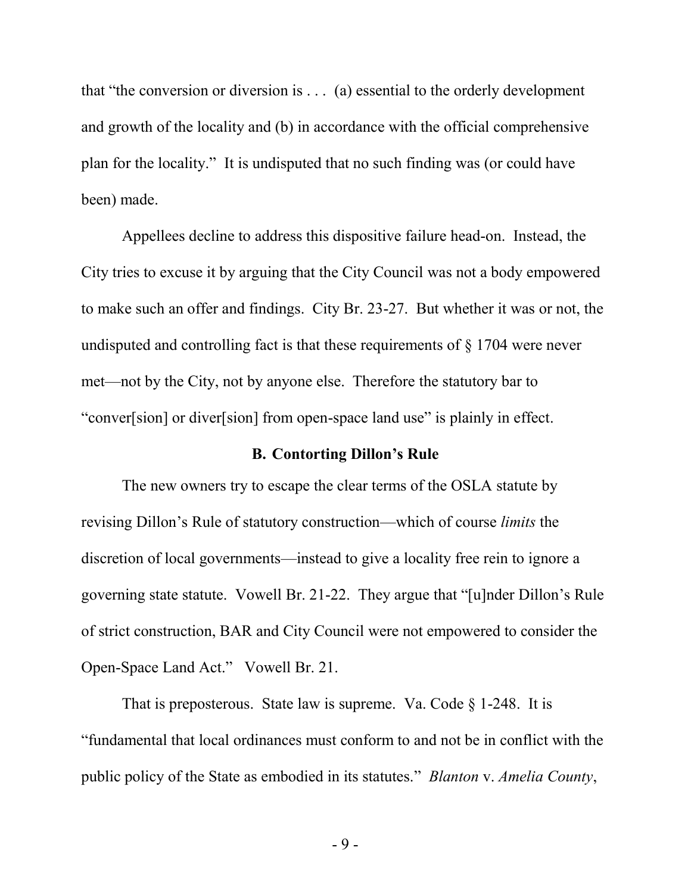that "the conversion or diversion is . . . (a) essential to the orderly development and growth of the locality and (b) in accordance with the official comprehensive plan for the locality." It is undisputed that no such finding was (or could have been) made.

Appellees decline to address this dispositive failure head-on. Instead, the City tries to excuse it by arguing that the City Council was not a body empowered to make such an offer and findings. City Br. 23-27. But whether it was or not, the undisputed and controlling fact is that these requirements of § 1704 were never met—not by the City, not by anyone else. Therefore the statutory bar to "conver[sion] or diver[sion] from open-space land use" is plainly in effect.

### B. Contorting Dillon's Rule

The new owners try to escape the clear terms of the OSLA statute by revising Dillon's Rule of statutory construction—which of course *limits* the discretion of local governments—instead to give a locality free rein to ignore a governing state statute. Vowell Br. 21-22. They argue that "[u]nder Dillon's Rule of strict construction, BAR and City Council were not empowered to consider the Open-Space Land Act." Vowell Br. 21.

That is preposterous. State law is supreme. Va. Code § 1-248. It is "fundamental that local ordinances must conform to and not be in conflict with the public policy of the State as embodied in its statutes." *Blanton* v. *Amelia County*,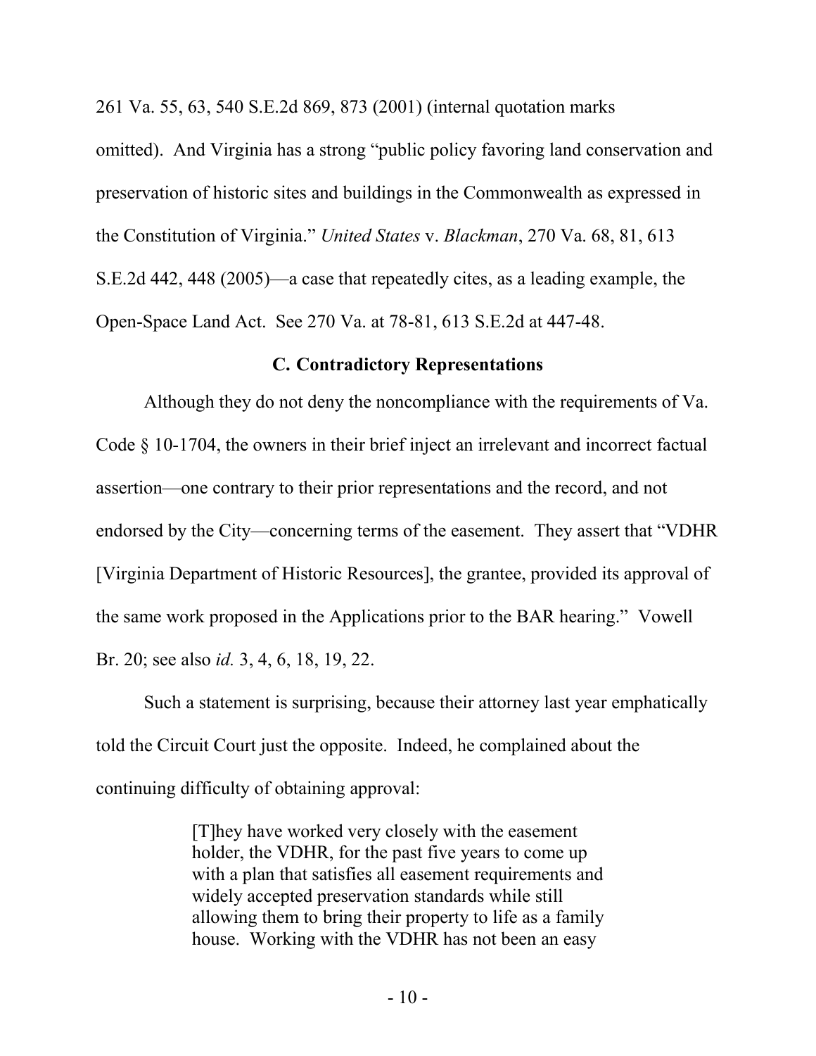261 Va. 55, 63, 540 S.E.2d 869, 873 (2001) (internal quotation marks omitted). And Virginia has a strong "public policy favoring land conservation and preservation of historic sites and buildings in the Commonwealth as expressed in the Constitution of Virginia." *United States* v. *Blackman*, 270 Va. 68, 81, 613 S.E.2d 442, 448 (2005)—a case that repeatedly cites, as a leading example, the Open-Space Land Act. See 270 Va. at 78-81, 613 S.E.2d at 447-48.

### C. Contradictory Representations

Although they do not deny the noncompliance with the requirements of Va. Code § 10-1704, the owners in their brief inject an irrelevant and incorrect factual assertion—one contrary to their prior representations and the record, and not endorsed by the City—concerning terms of the easement. They assert that "VDHR [Virginia Department of Historic Resources], the grantee, provided its approval of the same work proposed in the Applications prior to the BAR hearing." Vowell Br. 20; see also *id.* 3, 4, 6, 18, 19, 22.

Such a statement is surprising, because their attorney last year emphatically told the Circuit Court just the opposite. Indeed, he complained about the continuing difficulty of obtaining approval:

> [T]hey have worked very closely with the easement holder, the VDHR, for the past five years to come up with a plan that satisfies all easement requirements and widely accepted preservation standards while still allowing them to bring their property to life as a family house. Working with the VDHR has not been an easy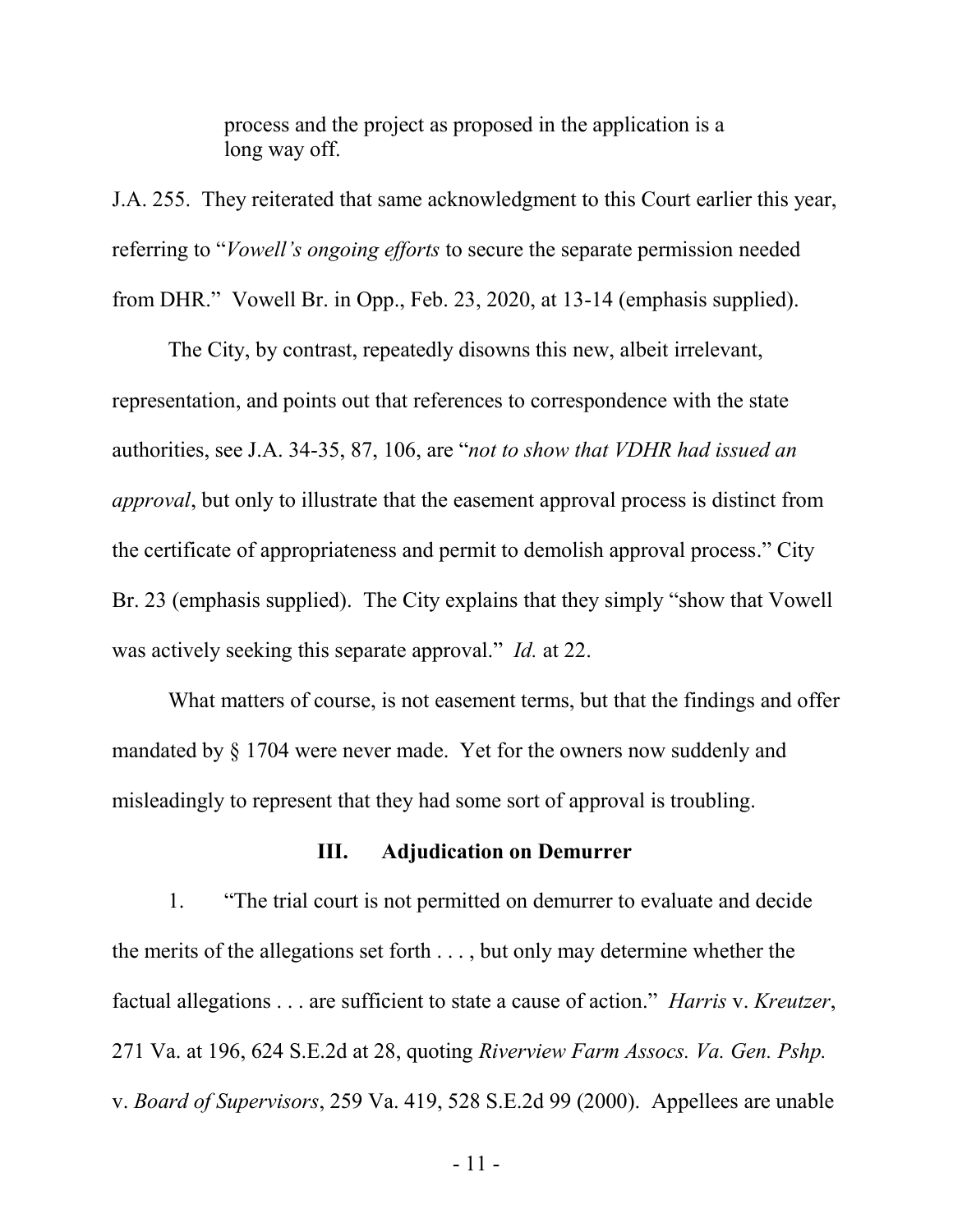> process and the project as proposed in the application is a long way off.

J.A. 255. They reiterated that same acknowledgment to this Court earlier this year, referring to "*Vowell's ongoing efforts* to secure the separate permission needed from DHR." Vowell Br. in Opp., Feb. 23, 2020, at 13-14 (emphasis supplied).

The City, by contrast, repeatedly disowns this new, albeit irrelevant, representation, and points out that references to correspondence with the state authorities, see J.A. 34-35, 87, 106, are "*not to show that VDHR had issued an approval*, but only to illustrate that the easement approval process is distinct from the certificate of appropriateness and permit to demolish approval process." City Br. 23 (emphasis supplied). The City explains that they simply "show that Vowell was actively seeking this separate approval." *Id.* at 22.

What matters of course, is not easement terms, but that the findings and offer mandated by § 1704 were never made. Yet for the owners now suddenly and misleadingly to represent that they had some sort of approval is troubling.

### III. Adjudication on Demurrer

1. "The trial court is not permitted on demurrer to evaluate and decide the merits of the allegations set forth . . . , but only may determine whether the factual allegations . . . are sufficient to state a cause of action." *Harris* v. *Kreutzer*, 271 Va. at 196, 624 S.E.2d at 28, quoting *Riverview Farm Assocs. Va. Gen. Pshp.* v. *Board of Supervisors*, 259 Va. 419, 528 S.E.2d 99 (2000). Appellees are unable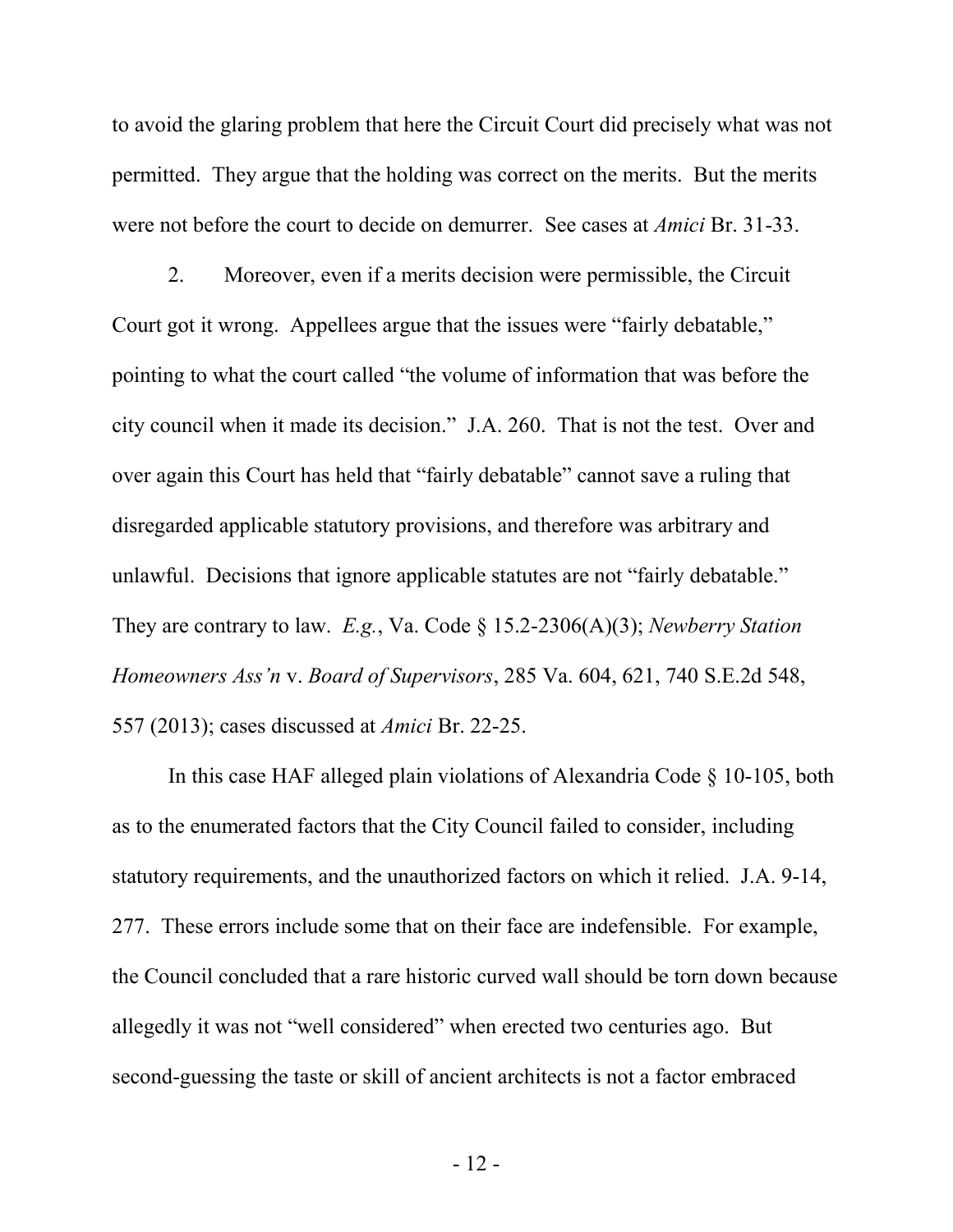to avoid the glaring problem that here the Circuit Court did precisely what was not permitted. They argue that the holding was correct on the merits. But the merits were not before the court to decide on demurrer. See cases at *Amici* Br. 31-33.

2. Moreover, even if a merits decision were permissible, the Circuit Court got it wrong. Appellees argue that the issues were "fairly debatable," pointing to what the court called "the volume of information that was before the city council when it made its decision." J.A. 260. That is not the test. Over and over again this Court has held that "fairly debatable" cannot save a ruling that disregarded applicable statutory provisions, and therefore was arbitrary and unlawful. Decisions that ignore applicable statutes are not "fairly debatable." They are contrary to law. *E.g.*, Va. Code § 15.2-2306(A)(3); *Newberry Station Homeowners Ass'n* v. *Board of Supervisors*, 285 Va. 604, 621, 740 S.E.2d 548, 557 (2013); cases discussed at *Amici* Br. 22-25.

In this case HAF alleged plain violations of Alexandria Code § 10-105, both as to the enumerated factors that the City Council failed to consider, including statutory requirements, and the unauthorized factors on which it relied. J.A. 9-14, 277. These errors include some that on their face are indefensible. For example, the Council concluded that a rare historic curved wall should be torn down because allegedly it was not "well considered" when erected two centuries ago. But second-guessing the taste or skill of ancient architects is not a factor embraced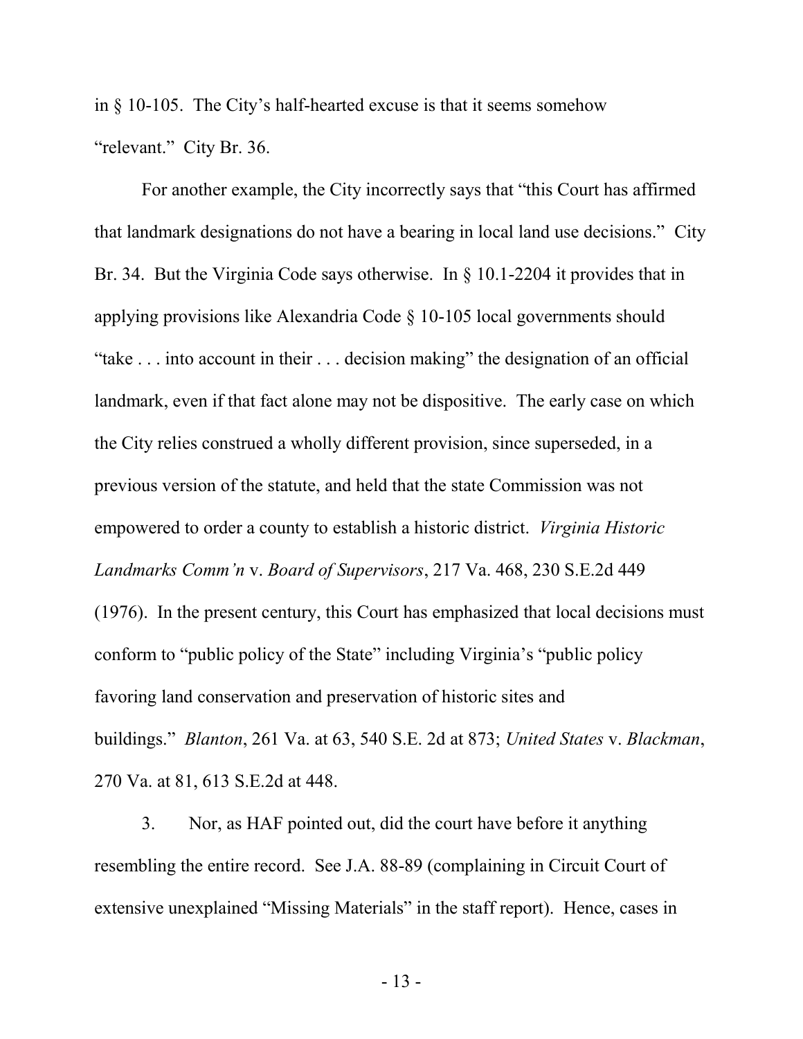in § 10-105. The City's half-hearted excuse is that it seems somehow "relevant." City Br. 36.

For another example, the City incorrectly says that "this Court has affirmed that landmark designations do not have a bearing in local land use decisions." City Br. 34. But the Virginia Code says otherwise. In § 10.1-2204 it provides that in applying provisions like Alexandria Code § 10-105 local governments should "take . . . into account in their . . . decision making" the designation of an official landmark, even if that fact alone may not be dispositive. The early case on which the City relies construed a wholly different provision, since superseded, in a previous version of the statute, and held that the state Commission was not empowered to order a county to establish a historic district. *Virginia Historic Landmarks Comm'n* v. *Board of Supervisors*, 217 Va. 468, 230 S.E.2d 449 (1976). In the present century, this Court has emphasized that local decisions must conform to "public policy of the State" including Virginia's "public policy favoring land conservation and preservation of historic sites and buildings." *Blanton*, 261 Va. at 63, 540 S.E. 2d at 873; *United States* v. *Blackman*, 270 Va. at 81, 613 S.E.2d at 448.

3. Nor, as HAF pointed out, did the court have before it anything resembling the entire record. See J.A. 88-89 (complaining in Circuit Court of extensive unexplained "Missing Materials" in the staff report). Hence, cases in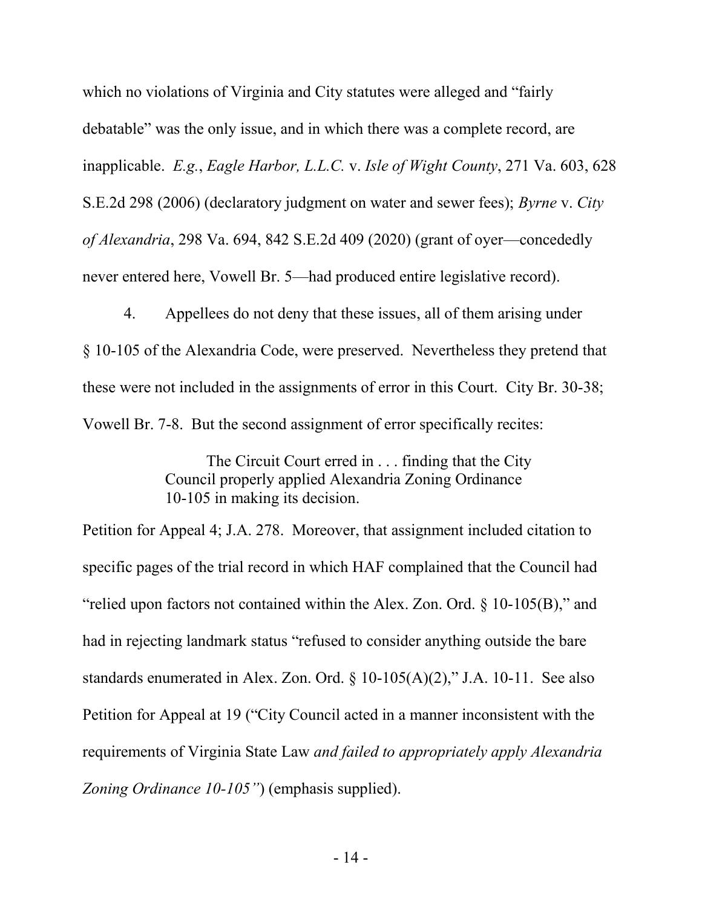which no violations of Virginia and City statutes were alleged and "fairly debatable" was the only issue, and in which there was a complete record, are inapplicable. *E.g.*, *Eagle Harbor, L.L.C.* v. *Isle of Wight County*, 271 Va. 603, 628 S.E.2d 298 (2006) (declaratory judgment on water and sewer fees); *Byrne* v. *City of Alexandria*, 298 Va. 694, 842 S.E.2d 409 (2020) (grant of oyer—concededly never entered here, Vowell Br. 5—had produced entire legislative record).

4. Appellees do not deny that these issues, all of them arising under § 10-105 of the Alexandria Code, were preserved. Nevertheless they pretend that these were not included in the assignments of error in this Court. City Br. 30-38; Vowell Br. 7-8. But the second assignment of error specifically recites:

> The Circuit Court erred in . . . finding that the City Council properly applied Alexandria Zoning Ordinance 10-105 in making its decision.

Petition for Appeal 4; J.A. 278. Moreover, that assignment included citation to specific pages of the trial record in which HAF complained that the Council had "relied upon factors not contained within the Alex. Zon. Ord. § 10-105(B)," and had in rejecting landmark status "refused to consider anything outside the bare standards enumerated in Alex. Zon. Ord. § 10-105(A)(2)," J.A. 10-11. See also Petition for Appeal at 19 ("City Council acted in a manner inconsistent with the requirements of Virginia State Law *and failed to appropriately apply Alexandria Zoning Ordinance 10-105"*) (emphasis supplied).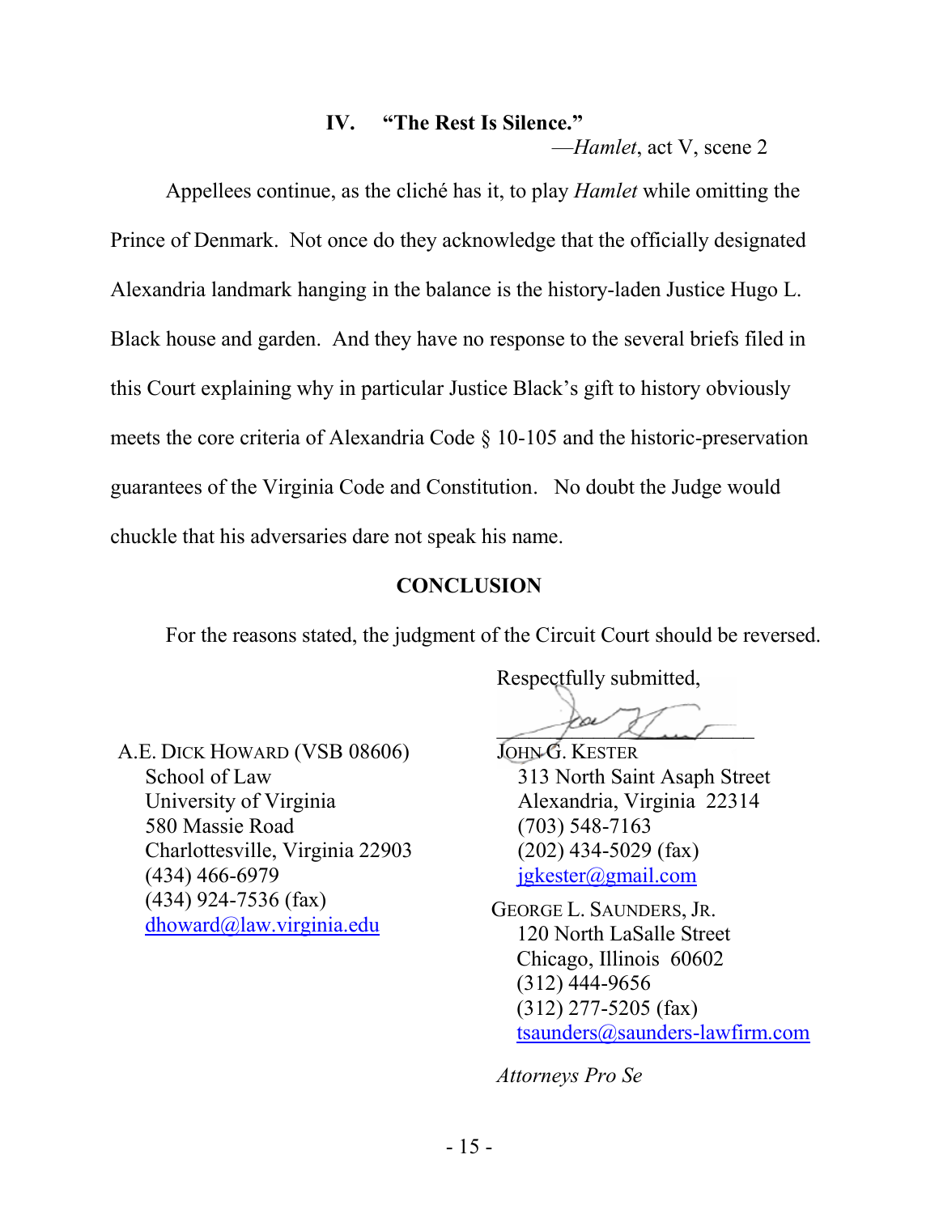## IV. "The Rest Is Silence."

—*Hamlet*, act V, scene 2

Appellees continue, as the cliché has it, to play *Hamlet* while omitting the Prince of Denmark. Not once do they acknowledge that the officially designated Alexandria landmark hanging in the balance is the history-laden Justice Hugo L. Black house and garden. And they have no response to the several briefs filed in this Court explaining why in particular Justice Black's gift to history obviously meets the core criteria of Alexandria Code § 10-105 and the historic-preservation guarantees of the Virginia Code and Constitution. No doubt the Judge would chuckle that his adversaries dare not speak his name.

## CONCLUSION

For the reasons stated, the judgment of the Circuit Court should be reversed.

Respectfully submitted,

JOHN G. KESTER
313 North Saint Asaph Street
Alexandria, Virginia 22314
(703) 548-7163
(202) 434-5029 (fax)
jgkester@gmail.com

A.E. DICK HOWARD (VSB 08606)
School of Law
University of Virginia
580 Massie Road
Charlottesville, Virginia 22903
(434) 466-6979
(434) 924-7536 (fax)
dhoward@law.virginia.edu

GEORGE L. SAUNDERS, JR.
120 North LaSalle Street
Chicago, Illinois 60602
(312) 444-9656
(312) 277-5205 (fax)
tsaunders@saunders-lawfirm.com

*Attorneys Pro Se*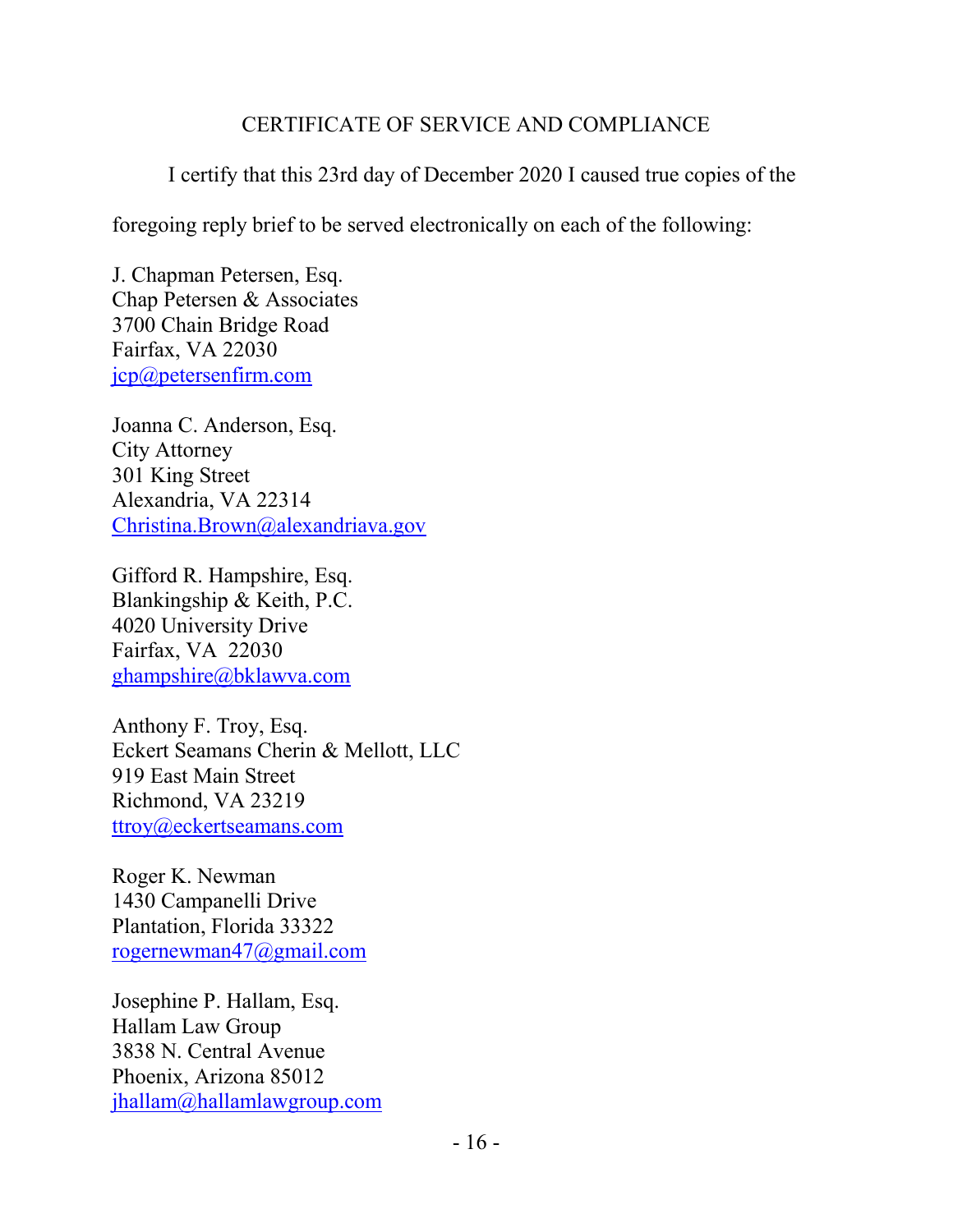## CERTIFICATE OF SERVICE AND COMPLIANCE

I certify that this 23rd day of December 2020 I caused true copies of the foregoing reply brief to be served electronically on each of the following:

J. Chapman Petersen, Esq.
Chap Petersen & Associates
3700 Chain Bridge Road
Fairfax, VA 22030
jcp@petersenfirm.com

Joanna C. Anderson, Esq.
City Attorney
301 King Street
Alexandria, VA 22314
Christina.Brown@alexandriava.gov

Gifford R. Hampshire, Esq.
Blankingship & Keith, P.C.
4020 University Drive
Fairfax, VA 22030
ghampshire@bklawva.com

Anthony F. Troy, Esq.
Eckert Seamans Cherin & Mellott, LLC
919 East Main Street
Richmond, VA 23219
ttroy@eckertseamans.com

Roger K. Newman
1430 Campanelli Drive
Plantation, Florida 33322
rogernewman47@gmail.com

Josephine P. Hallam, Esq.
Hallam Law Group
3838 N. Central Avenue
Phoenix, Arizona 85012
jhallam@hallamlawgroup.com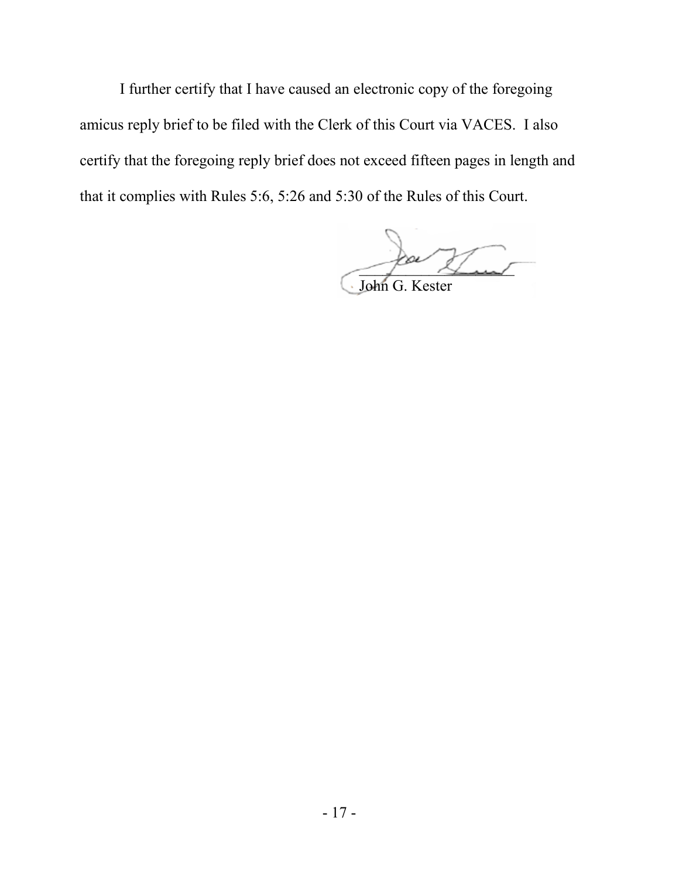I further certify that I have caused an electronic copy of the foregoing amicus reply brief to be filed with the Clerk of this Court via VACES. I also certify that the foregoing reply brief does not exceed fifteen pages in length and that it complies with Rules 5:6, 5:26 and 5:30 of the Rules of this Court.

John G. Kester